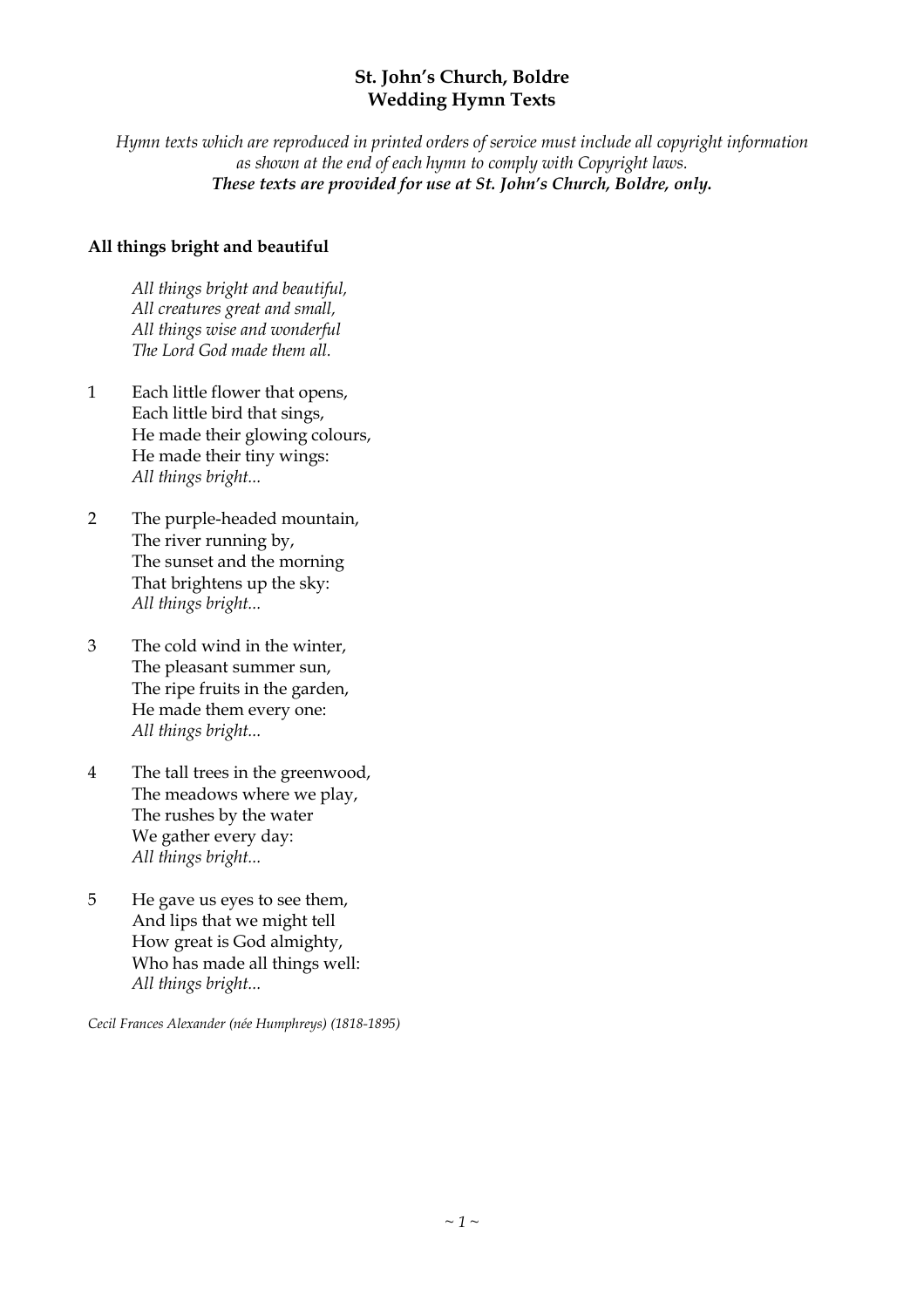# St. John's Church, Boldre
# Wedding Hymn Texts

*Hymn texts which are reproduced in printed orders of service must include all copyright information as shown at the end of each hymn to comply with Copyright laws.*
***These texts are provided for use at St. John's Church, Boldre, only.***

**All things bright and beautiful**

*All things bright and beautiful,*
*All creatures great and small,*
*All things wise and wonderful*
*The Lord God made them all.*

1 Each little flower that opens,
Each little bird that sings,
He made their glowing colours,
He made their tiny wings:
*All things bright...*

2 The purple-headed mountain,
The river running by,
The sunset and the morning
That brightens up the sky:
*All things bright...*

3 The cold wind in the winter,
The pleasant summer sun,
The ripe fruits in the garden,
He made them every one:
*All things bright...*

4 The tall trees in the greenwood,
The meadows where we play,
The rushes by the water
We gather every day:
*All things bright...*

5 He gave us eyes to see them,
And lips that we might tell
How great is God almighty,
Who has made all things well:
*All things bright...*

*Cecil Frances Alexander (née Humphreys) (1818-1895)*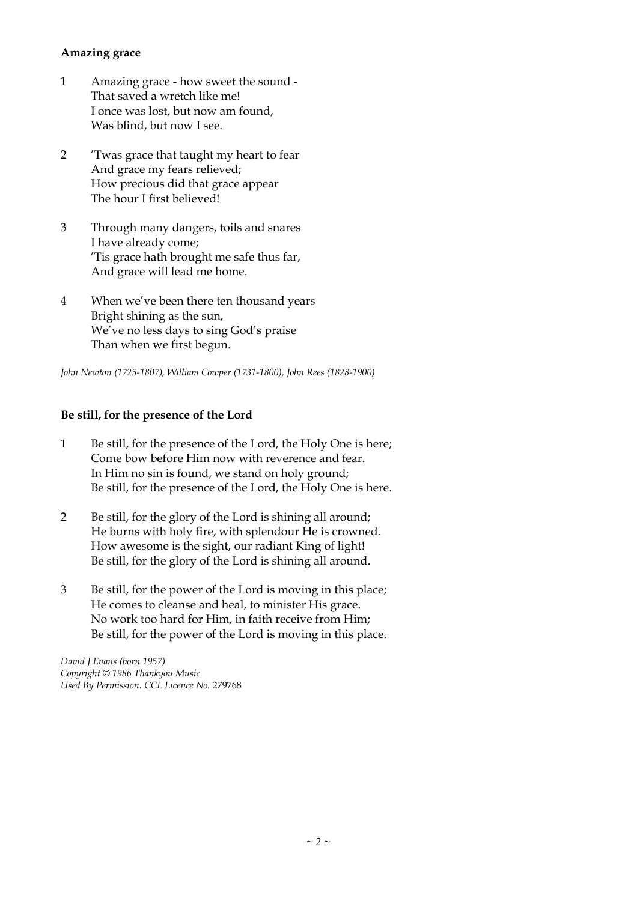**Amazing grace**

1 Amazing grace - how sweet the sound -
That saved a wretch like me!
I once was lost, but now am found,
Was blind, but now I see.

2 'Twas grace that taught my heart to fear
And grace my fears relieved;
How precious did that grace appear
The hour I first believed!

3 Through many dangers, toils and snares
I have already come;
'Tis grace hath brought me safe thus far,
And grace will lead me home.

4 When we've been there ten thousand years
Bright shining as the sun,
We've no less days to sing God's praise
Than when we first begun.

*John Newton (1725-1807), William Cowper (1731-1800), John Rees (1828-1900)*

**Be still, for the presence of the Lord**

1 Be still, for the presence of the Lord, the Holy One is here;
Come bow before Him now with reverence and fear.
In Him no sin is found, we stand on holy ground;
Be still, for the presence of the Lord, the Holy One is here.

2 Be still, for the glory of the Lord is shining all around;
He burns with holy fire, with splendour He is crowned.
How awesome is the sight, our radiant King of light!
Be still, for the glory of the Lord is shining all around.

3 Be still, for the power of the Lord is moving in this place;
He comes to cleanse and heal, to minister His grace.
No work too hard for Him, in faith receive from Him;
Be still, for the power of the Lord is moving in this place.

*David J Evans (born 1957)*
*Copyright © 1986 Thankyou Music*
*Used By Permission. CCL Licence No.* 279768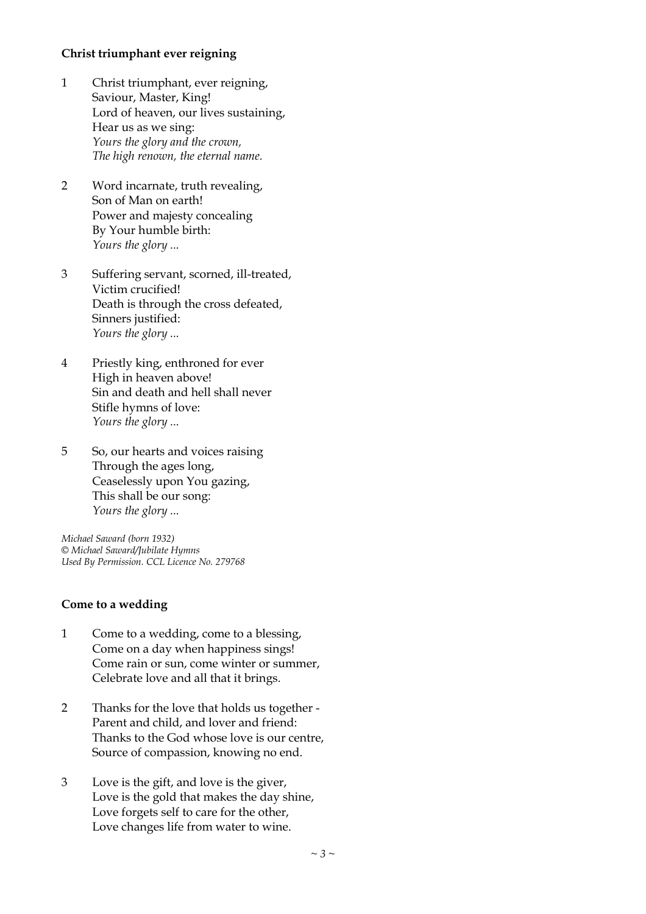**Christ triumphant ever reigning**

1 Christ triumphant, ever reigning,
Saviour, Master, King!
Lord of heaven, our lives sustaining,
Hear us as we sing:
*Yours the glory and the crown,*
*The high renown, the eternal name.*

2 Word incarnate, truth revealing,
Son of Man on earth!
Power and majesty concealing
By Your humble birth:
*Yours the glory ...*

3 Suffering servant, scorned, ill-treated,
Victim crucified!
Death is through the cross defeated,
Sinners justified:
*Yours the glory ...*

4 Priestly king, enthroned for ever
High in heaven above!
Sin and death and hell shall never
Stifle hymns of love:
*Yours the glory ...*

5 So, our hearts and voices raising
Through the ages long,
Ceaselessly upon You gazing,
This shall be our song:
*Yours the glory ...*

*Michael Saward (born 1932)*
*© Michael Saward/Jubilate Hymns*
*Used By Permission. CCL Licence No. 279768*

**Come to a wedding**

1 Come to a wedding, come to a blessing,
Come on a day when happiness sings!
Come rain or sun, come winter or summer,
Celebrate love and all that it brings.

2 Thanks for the love that holds us together -
Parent and child, and lover and friend:
Thanks to the God whose love is our centre,
Source of compassion, knowing no end.

3 Love is the gift, and love is the giver,
Love is the gold that makes the day shine,
Love forgets self to care for the other,
Love changes life from water to wine.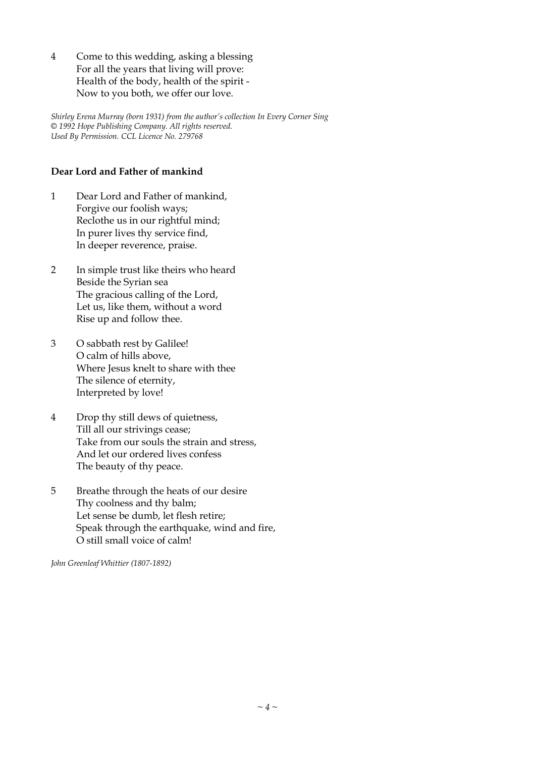4 Come to this wedding, asking a blessing
 For all the years that living will prove:
 Health of the body, health of the spirit -
 Now to you both, we offer our love.

*Shirley Erena Murray (born 1931) from the author's collection In Every Corner Sing*
*© 1992 Hope Publishing Company. All rights reserved.*
*Used By Permission. CCL Licence No. 279768*

**Dear Lord and Father of mankind**

1 Dear Lord and Father of mankind,
 Forgive our foolish ways;
 Reclothe us in our rightful mind;
 In purer lives thy service find,
 In deeper reverence, praise.

2 In simple trust like theirs who heard
 Beside the Syrian sea
 The gracious calling of the Lord,
 Let us, like them, without a word
 Rise up and follow thee.

3 O sabbath rest by Galilee!
 O calm of hills above,
 Where Jesus knelt to share with thee
 The silence of eternity,
 Interpreted by love!

4 Drop thy still dews of quietness,
 Till all our strivings cease;
 Take from our souls the strain and stress,
 And let our ordered lives confess
 The beauty of thy peace.

5 Breathe through the heats of our desire
 Thy coolness and thy balm;
 Let sense be dumb, let flesh retire;
 Speak through the earthquake, wind and fire,
 O still small voice of calm!

*John Greenleaf Whittier (1807-1892)*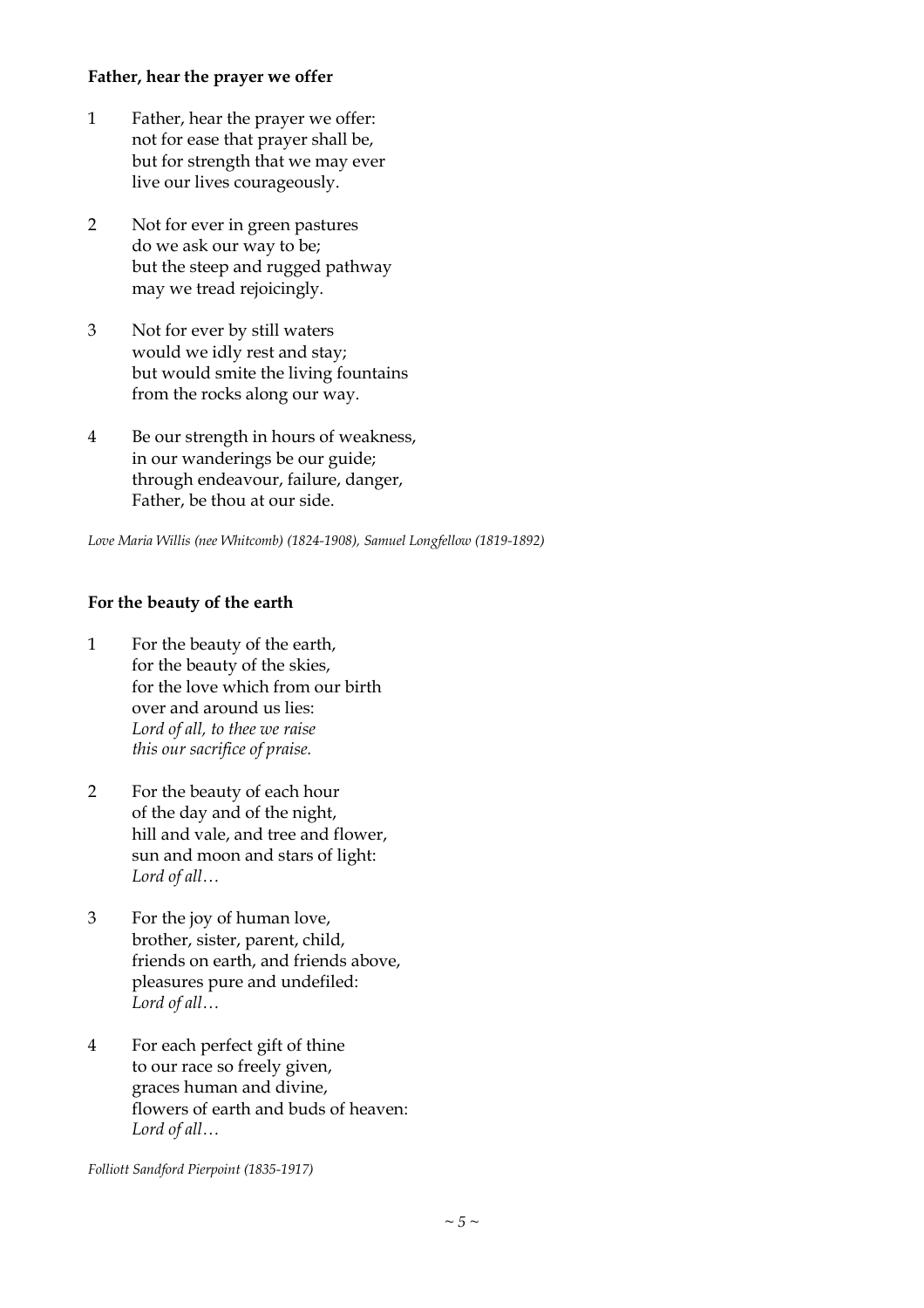**Father, hear the prayer we offer**

1 Father, hear the prayer we offer:  
not for ease that prayer shall be,  
but for strength that we may ever  
live our lives courageously.

2 Not for ever in green pastures  
do we ask our way to be;  
but the steep and rugged pathway  
may we tread rejoicingly.

3 Not for ever by still waters  
would we idly rest and stay;  
but would smite the living fountains  
from the rocks along our way.

4 Be our strength in hours of weakness,  
in our wanderings be our guide;  
through endeavour, failure, danger,  
Father, be thou at our side.

*Love Maria Willis (nee Whitcomb) (1824-1908), Samuel Longfellow (1819-1892)*

**For the beauty of the earth**

1 For the beauty of the earth,  
for the beauty of the skies,  
for the love which from our birth  
over and around us lies:  
*Lord of all, to thee we raise*  
*this our sacrifice of praise.*

2 For the beauty of each hour  
of the day and of the night,  
hill and vale, and tree and flower,  
sun and moon and stars of light:  
*Lord of all…*

3 For the joy of human love,  
brother, sister, parent, child,  
friends on earth, and friends above,  
pleasures pure and undefiled:  
*Lord of all…*

4 For each perfect gift of thine  
to our race so freely given,  
graces human and divine,  
flowers of earth and buds of heaven:  
*Lord of all…*

*Folliott Sandford Pierpoint (1835-1917)*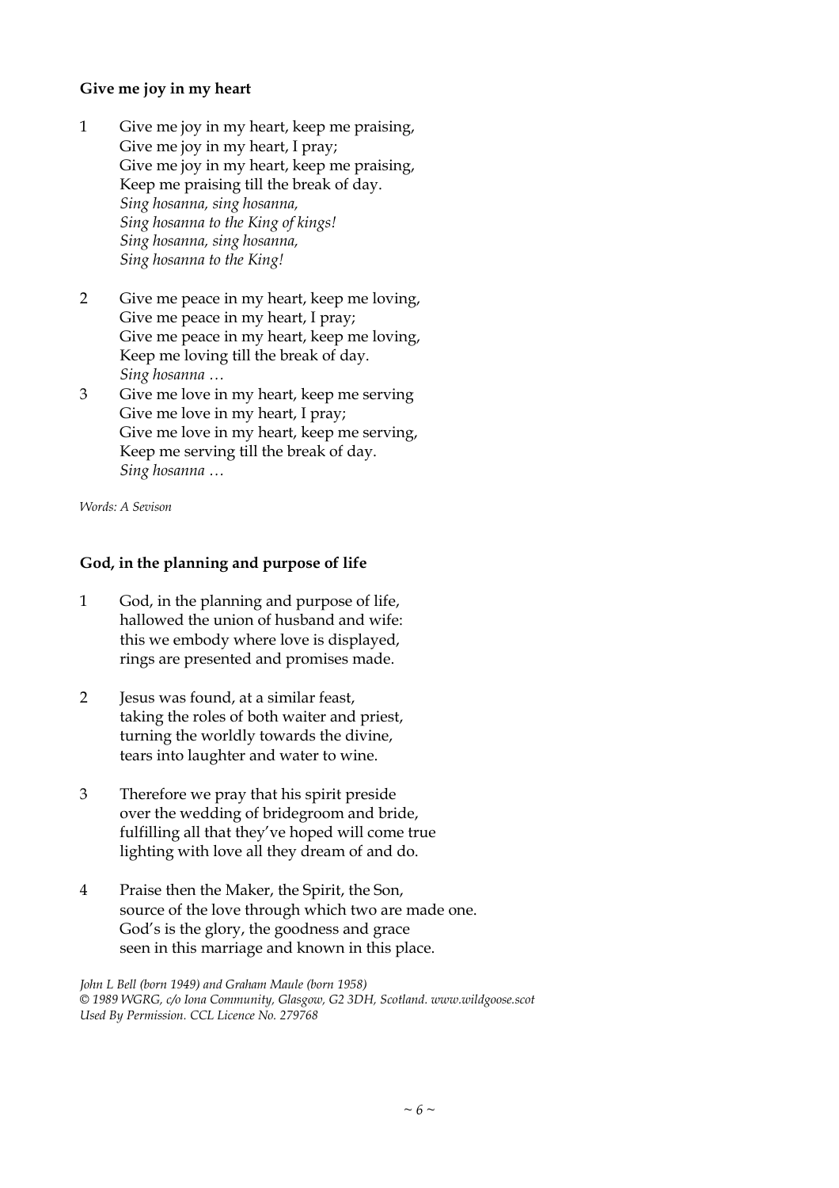**Give me joy in my heart**

1 Give me joy in my heart, keep me praising,
Give me joy in my heart, I pray;
Give me joy in my heart, keep me praising,
Keep me praising till the break of day.
*Sing hosanna, sing hosanna,*
*Sing hosanna to the King of kings!*
*Sing hosanna, sing hosanna,*
*Sing hosanna to the King!*

2 Give me peace in my heart, keep me loving,
Give me peace in my heart, I pray;
Give me peace in my heart, keep me loving,
Keep me loving till the break of day.
*Sing hosanna …*

3 Give me love in my heart, keep me serving
Give me love in my heart, I pray;
Give me love in my heart, keep me serving,
Keep me serving till the break of day.
*Sing hosanna …*

*Words: A Sevison*

**God, in the planning and purpose of life**

1 God, in the planning and purpose of life,
hallowed the union of husband and wife:
this we embody where love is displayed,
rings are presented and promises made.

2 Jesus was found, at a similar feast,
taking the roles of both waiter and priest,
turning the worldly towards the divine,
tears into laughter and water to wine.

3 Therefore we pray that his spirit preside
over the wedding of bridegroom and bride,
fulfilling all that they've hoped will come true
lighting with love all they dream of and do.

4 Praise then the Maker, the Spirit, the Son,
source of the love through which two are made one.
God's is the glory, the goodness and grace
seen in this marriage and known in this place.

*John L Bell (born 1949) and Graham Maule (born 1958)*
*© 1989 WGRG, c/o Iona Community, Glasgow, G2 3DH, Scotland. www.wildgoose.scot*
*Used By Permission. CCL Licence No. 279768*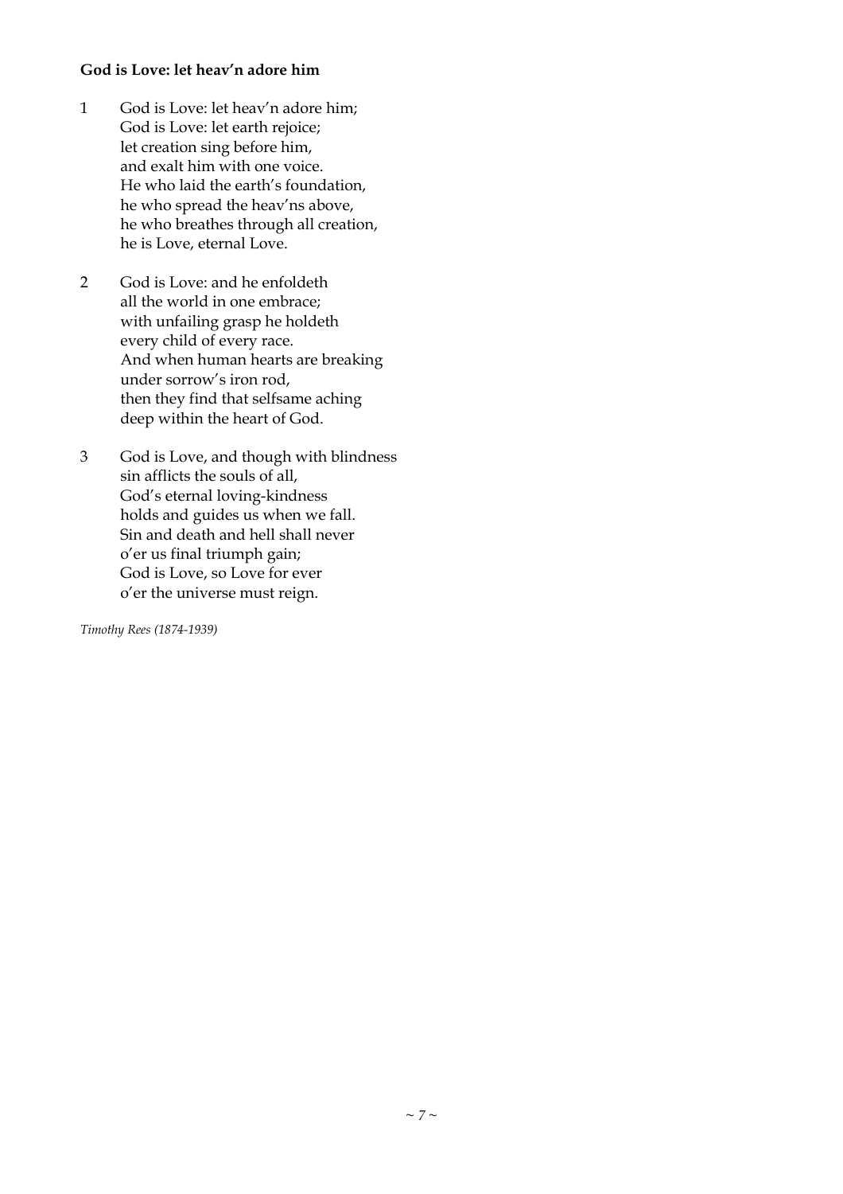**God is Love: let heav'n adore him**

1 God is Love: let heav'n adore him;
God is Love: let earth rejoice;
let creation sing before him,
and exalt him with one voice.
He who laid the earth's foundation,
he who spread the heav'ns above,
he who breathes through all creation,
he is Love, eternal Love.

2 God is Love: and he enfoldeth
all the world in one embrace;
with unfailing grasp he holdeth
every child of every race.
And when human hearts are breaking
under sorrow's iron rod,
then they find that selfsame aching
deep within the heart of God.

3 God is Love, and though with blindness
sin afflicts the souls of all,
God's eternal loving-kindness
holds and guides us when we fall.
Sin and death and hell shall never
o'er us final triumph gain;
God is Love, so Love for ever
o'er the universe must reign.

*Timothy Rees (1874-1939)*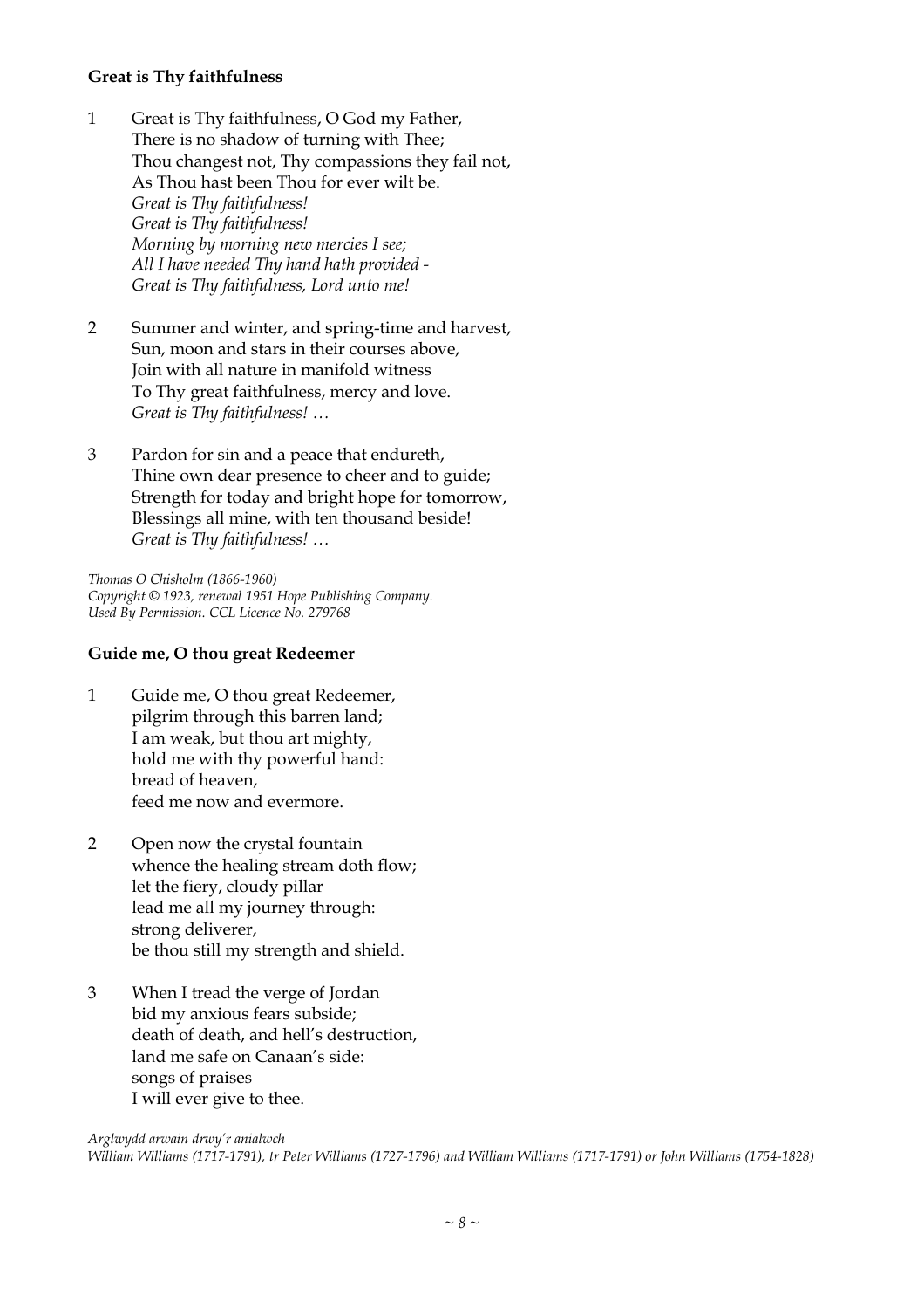**Great is Thy faithfulness**

1 Great is Thy faithfulness, O God my Father,  
There is no shadow of turning with Thee;  
Thou changest not, Thy compassions they fail not,  
As Thou hast been Thou for ever wilt be.  
*Great is Thy faithfulness!*  
*Great is Thy faithfulness!*  
*Morning by morning new mercies I see;*  
*All I have needed Thy hand hath provided -*  
*Great is Thy faithfulness, Lord unto me!*

2 Summer and winter, and spring-time and harvest,  
Sun, moon and stars in their courses above,  
Join with all nature in manifold witness  
To Thy great faithfulness, mercy and love.  
*Great is Thy faithfulness! …*

3 Pardon for sin and a peace that endureth,  
Thine own dear presence to cheer and to guide;  
Strength for today and bright hope for tomorrow,  
Blessings all mine, with ten thousand beside!  
*Great is Thy faithfulness! …*

*Thomas O Chisholm (1866-1960)*  
*Copyright © 1923, renewal 1951 Hope Publishing Company.*  
*Used By Permission. CCL Licence No. 279768*

**Guide me, O thou great Redeemer**

1 Guide me, O thou great Redeemer,  
pilgrim through this barren land;  
I am weak, but thou art mighty,  
hold me with thy powerful hand:  
bread of heaven,  
feed me now and evermore.

2 Open now the crystal fountain  
whence the healing stream doth flow;  
let the fiery, cloudy pillar  
lead me all my journey through:  
strong deliverer,  
be thou still my strength and shield.

3 When I tread the verge of Jordan  
bid my anxious fears subside;  
death of death, and hell's destruction,  
land me safe on Canaan's side:  
songs of praises  
I will ever give to thee.

*Arglwydd arwain drwy'r anialwch*  
*William Williams (1717-1791), tr Peter Williams (1727-1796) and William Williams (1717-1791) or John Williams (1754-1828)*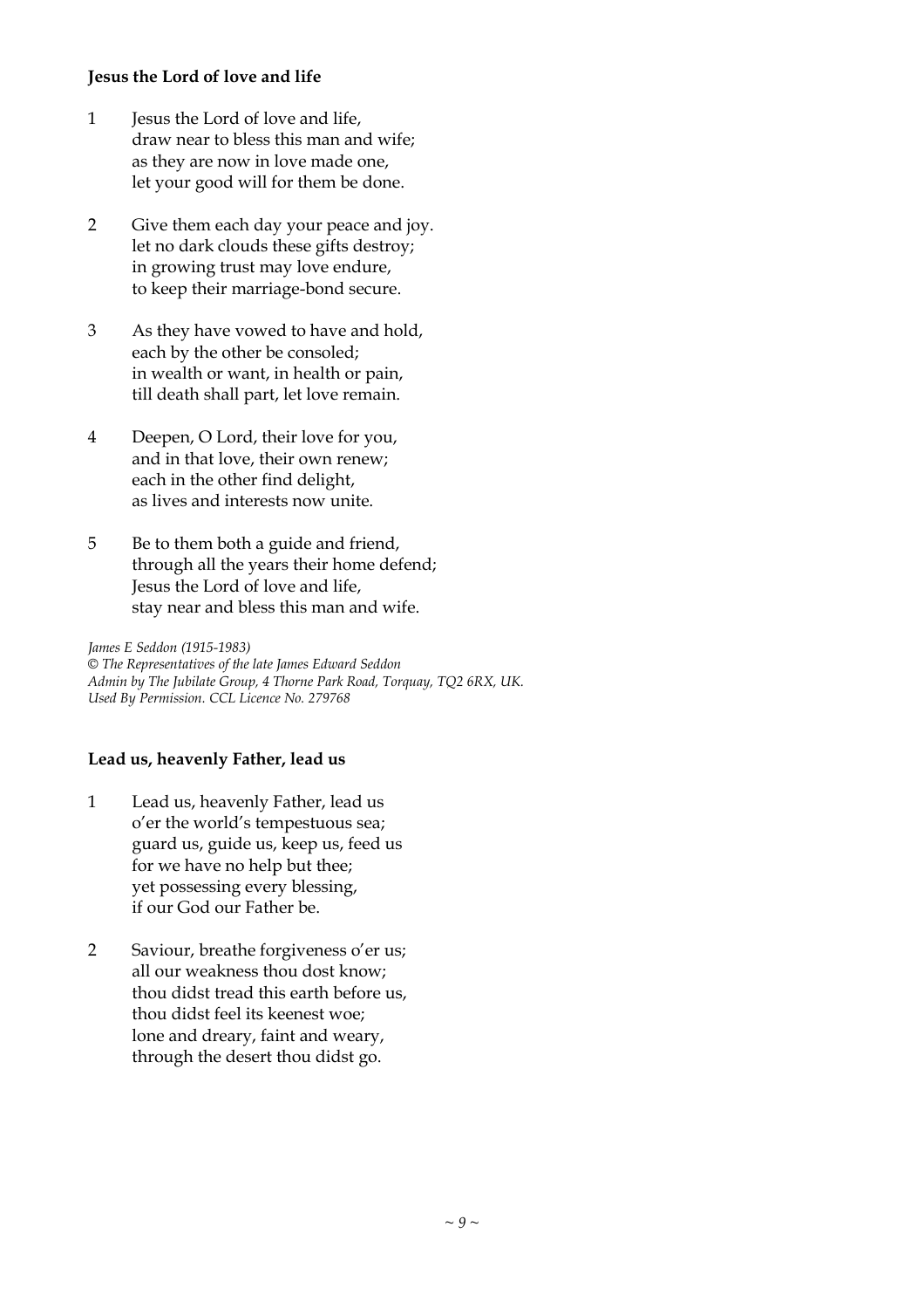**Jesus the Lord of love and life**

1 Jesus the Lord of love and life,
draw near to bless this man and wife;
as they are now in love made one,
let your good will for them be done.

2 Give them each day your peace and joy.
let no dark clouds these gifts destroy;
in growing trust may love endure,
to keep their marriage-bond secure.

3 As they have vowed to have and hold,
each by the other be consoled;
in wealth or want, in health or pain,
till death shall part, let love remain.

4 Deepen, O Lord, their love for you,
and in that love, their own renew;
each in the other find delight,
as lives and interests now unite.

5 Be to them both a guide and friend,
through all the years their home defend;
Jesus the Lord of love and life,
stay near and bless this man and wife.

*James E Seddon (1915-1983)*
*© The Representatives of the late James Edward Seddon*
*Admin by The Jubilate Group, 4 Thorne Park Road, Torquay, TQ2 6RX, UK.*
*Used By Permission. CCL Licence No. 279768*

**Lead us, heavenly Father, lead us**

1 Lead us, heavenly Father, lead us
o'er the world's tempestuous sea;
guard us, guide us, keep us, feed us
for we have no help but thee;
yet possessing every blessing,
if our God our Father be.

2 Saviour, breathe forgiveness o'er us;
all our weakness thou dost know;
thou didst tread this earth before us,
thou didst feel its keenest woe;
lone and dreary, faint and weary,
through the desert thou didst go.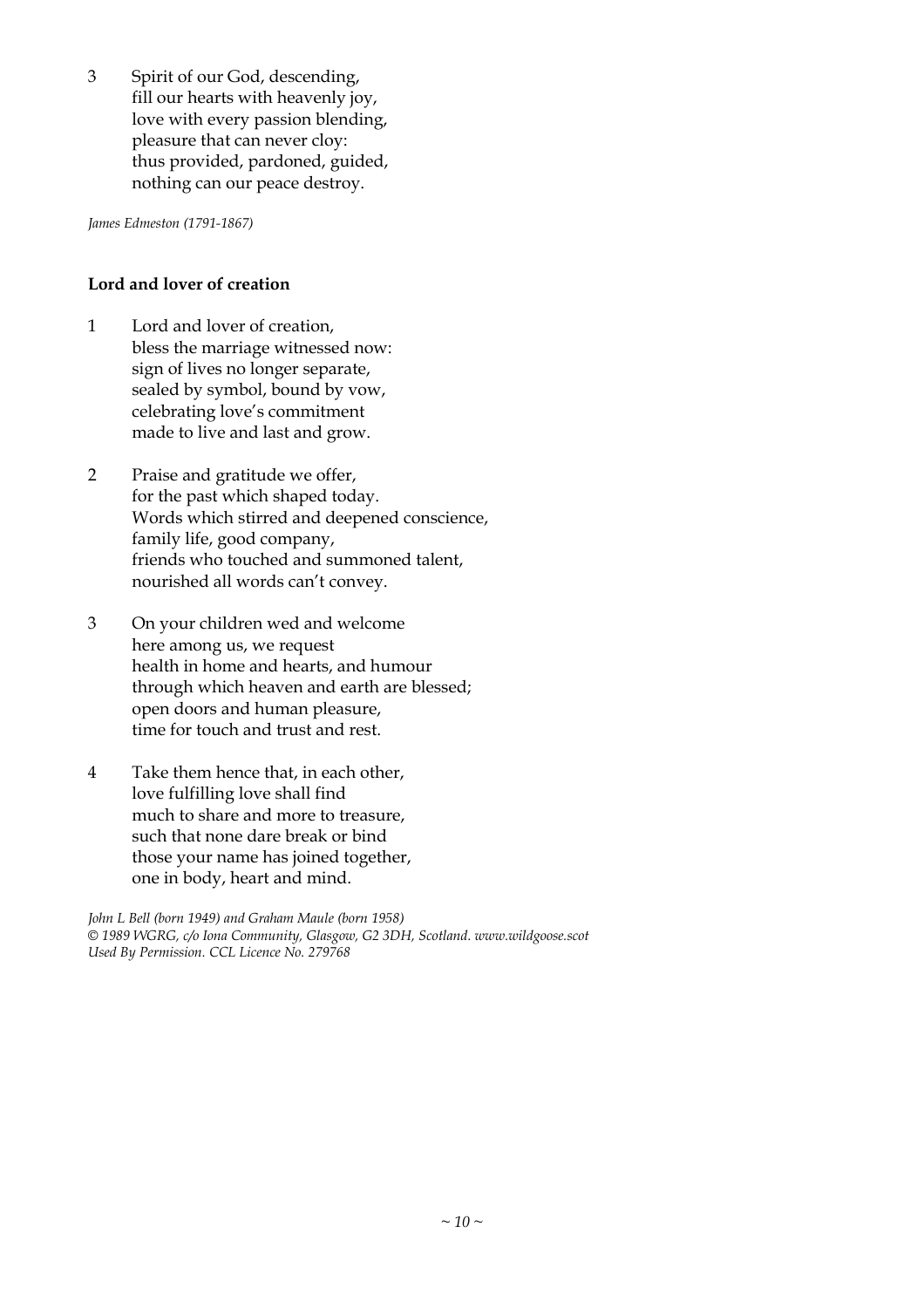3 Spirit of our God, descending,
fill our hearts with heavenly joy,
love with every passion blending,
pleasure that can never cloy:
thus provided, pardoned, guided,
nothing can our peace destroy.

*James Edmeston (1791-1867)*

**Lord and lover of creation**

1 Lord and lover of creation,
bless the marriage witnessed now:
sign of lives no longer separate,
sealed by symbol, bound by vow,
celebrating love's commitment
made to live and last and grow.

2 Praise and gratitude we offer,
for the past which shaped today.
Words which stirred and deepened conscience,
family life, good company,
friends who touched and summoned talent,
nourished all words can't convey.

3 On your children wed and welcome
here among us, we request
health in home and hearts, and humour
through which heaven and earth are blessed;
open doors and human pleasure,
time for touch and trust and rest.

4 Take them hence that, in each other,
love fulfilling love shall find
much to share and more to treasure,
such that none dare break or bind
those your name has joined together,
one in body, heart and mind.

*John L Bell (born 1949) and Graham Maule (born 1958)*
*© 1989 WGRG, c/o Iona Community, Glasgow, G2 3DH, Scotland. www.wildgoose.scot*
*Used By Permission. CCL Licence No. 279768*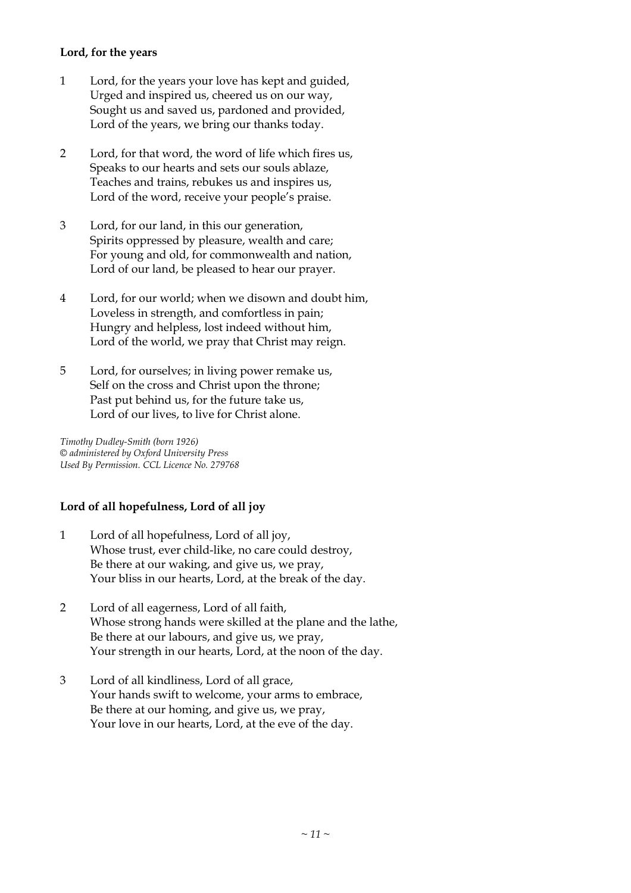**Lord, for the years**

1 Lord, for the years your love has kept and guided,
 Urged and inspired us, cheered us on our way,
 Sought us and saved us, pardoned and provided,
 Lord of the years, we bring our thanks today.

2 Lord, for that word, the word of life which fires us,
 Speaks to our hearts and sets our souls ablaze,
 Teaches and trains, rebukes us and inspires us,
 Lord of the word, receive your people's praise.

3 Lord, for our land, in this our generation,
 Spirits oppressed by pleasure, wealth and care;
 For young and old, for commonwealth and nation,
 Lord of our land, be pleased to hear our prayer.

4 Lord, for our world; when we disown and doubt him,
 Loveless in strength, and comfortless in pain;
 Hungry and helpless, lost indeed without him,
 Lord of the world, we pray that Christ may reign.

5 Lord, for ourselves; in living power remake us,
 Self on the cross and Christ upon the throne;
 Past put behind us, for the future take us,
 Lord of our lives, to live for Christ alone.

*Timothy Dudley-Smith (born 1926)*
*© administered by Oxford University Press*
*Used By Permission. CCL Licence No. 279768*

**Lord of all hopefulness, Lord of all joy**

1 Lord of all hopefulness, Lord of all joy,
 Whose trust, ever child-like, no care could destroy,
 Be there at our waking, and give us, we pray,
 Your bliss in our hearts, Lord, at the break of the day.

2 Lord of all eagerness, Lord of all faith,
 Whose strong hands were skilled at the plane and the lathe,
 Be there at our labours, and give us, we pray,
 Your strength in our hearts, Lord, at the noon of the day.

3 Lord of all kindliness, Lord of all grace,
 Your hands swift to welcome, your arms to embrace,
 Be there at our homing, and give us, we pray,
 Your love in our hearts, Lord, at the eve of the day.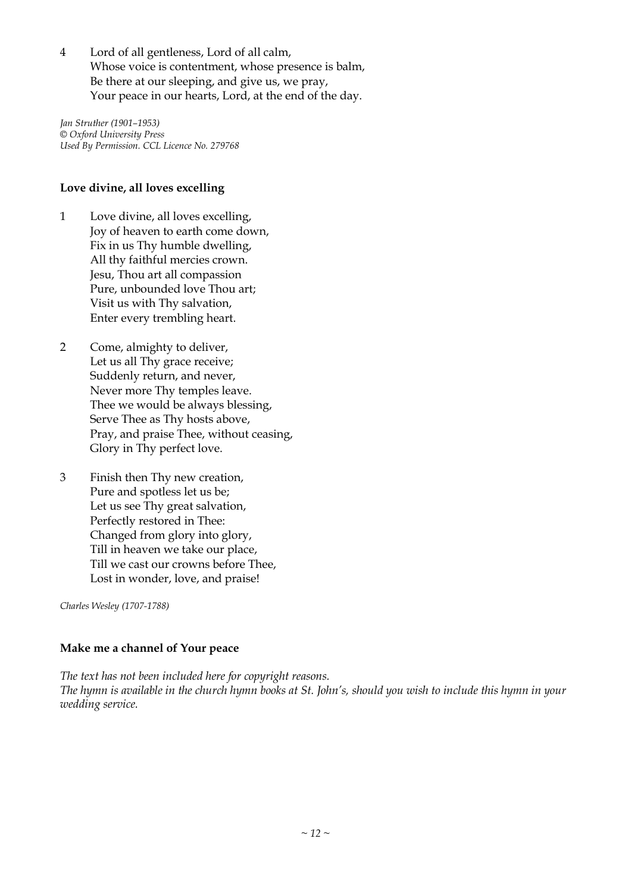4 Lord of all gentleness, Lord of all calm,
Whose voice is contentment, whose presence is balm,
Be there at our sleeping, and give us, we pray,
Your peace in our hearts, Lord, at the end of the day.

*Jan Struther (1901–1953)*
*© Oxford University Press*
*Used By Permission. CCL Licence No. 279768*

**Love divine, all loves excelling**

1 Love divine, all loves excelling,
Joy of heaven to earth come down,
Fix in us Thy humble dwelling,
All thy faithful mercies crown.
Jesu, Thou art all compassion
Pure, unbounded love Thou art;
Visit us with Thy salvation,
Enter every trembling heart.

2 Come, almighty to deliver,
Let us all Thy grace receive;
Suddenly return, and never,
Never more Thy temples leave.
Thee we would be always blessing,
Serve Thee as Thy hosts above,
Pray, and praise Thee, without ceasing,
Glory in Thy perfect love.

3 Finish then Thy new creation,
Pure and spotless let us be;
Let us see Thy great salvation,
Perfectly restored in Thee:
Changed from glory into glory,
Till in heaven we take our place,
Till we cast our crowns before Thee,
Lost in wonder, love, and praise!

*Charles Wesley (1707-1788)*

**Make me a channel of Your peace**

*The text has not been included here for copyright reasons.*
*The hymn is available in the church hymn books at St. John's, should you wish to include this hymn in your wedding service.*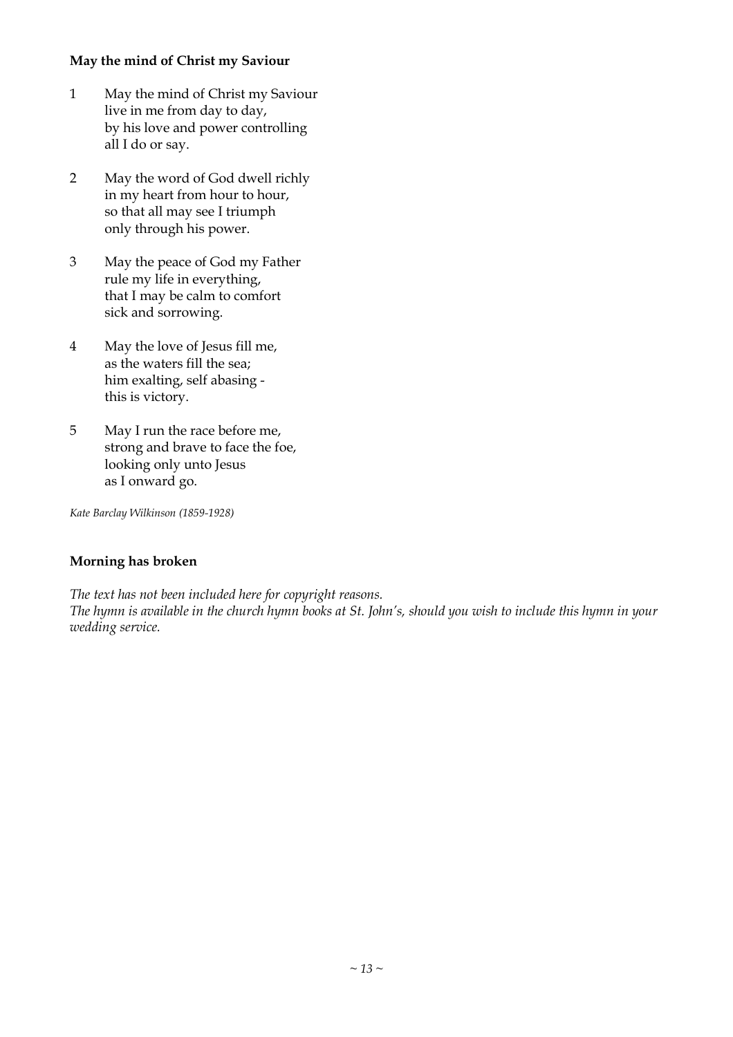**May the mind of Christ my Saviour**

1 May the mind of Christ my Saviour
live in me from day to day,
by his love and power controlling
all I do or say.

2 May the word of God dwell richly
in my heart from hour to hour,
so that all may see I triumph
only through his power.

3 May the peace of God my Father
rule my life in everything,
that I may be calm to comfort
sick and sorrowing.

4 May the love of Jesus fill me,
as the waters fill the sea;
him exalting, self abasing -
this is victory.

5 May I run the race before me,
strong and brave to face the foe,
looking only unto Jesus
as I onward go.

*Kate Barclay Wilkinson (1859-1928)*

**Morning has broken**

*The text has not been included here for copyright reasons.*
*The hymn is available in the church hymn books at St. John's, should you wish to include this hymn in your wedding service.*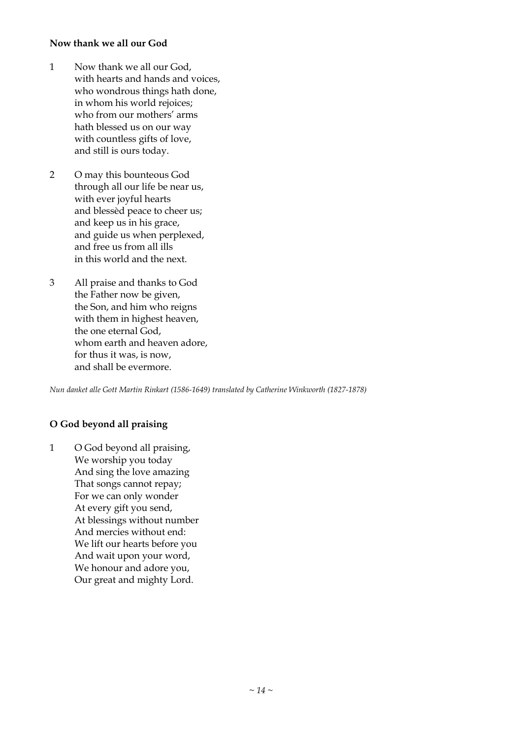**Now thank we all our God**

1 Now thank we all our God,
with hearts and hands and voices,
who wondrous things hath done,
in whom his world rejoices;
who from our mothers' arms
hath blessed us on our way
with countless gifts of love,
and still is ours today.

2 O may this bounteous God
through all our life be near us,
with ever joyful hearts
and blessèd peace to cheer us;
and keep us in his grace,
and guide us when perplexed,
and free us from all ills
in this world and the next.

3 All praise and thanks to God
the Father now be given,
the Son, and him who reigns
with them in highest heaven,
the one eternal God,
whom earth and heaven adore,
for thus it was, is now,
and shall be evermore.

*Nun danket alle Gott Martin Rinkart (1586-1649) translated by Catherine Winkworth (1827-1878)*

**O God beyond all praising**

1 O God beyond all praising,
We worship you today
And sing the love amazing
That songs cannot repay;
For we can only wonder
At every gift you send,
At blessings without number
And mercies without end:
We lift our hearts before you
And wait upon your word,
We honour and adore you,
Our great and mighty Lord.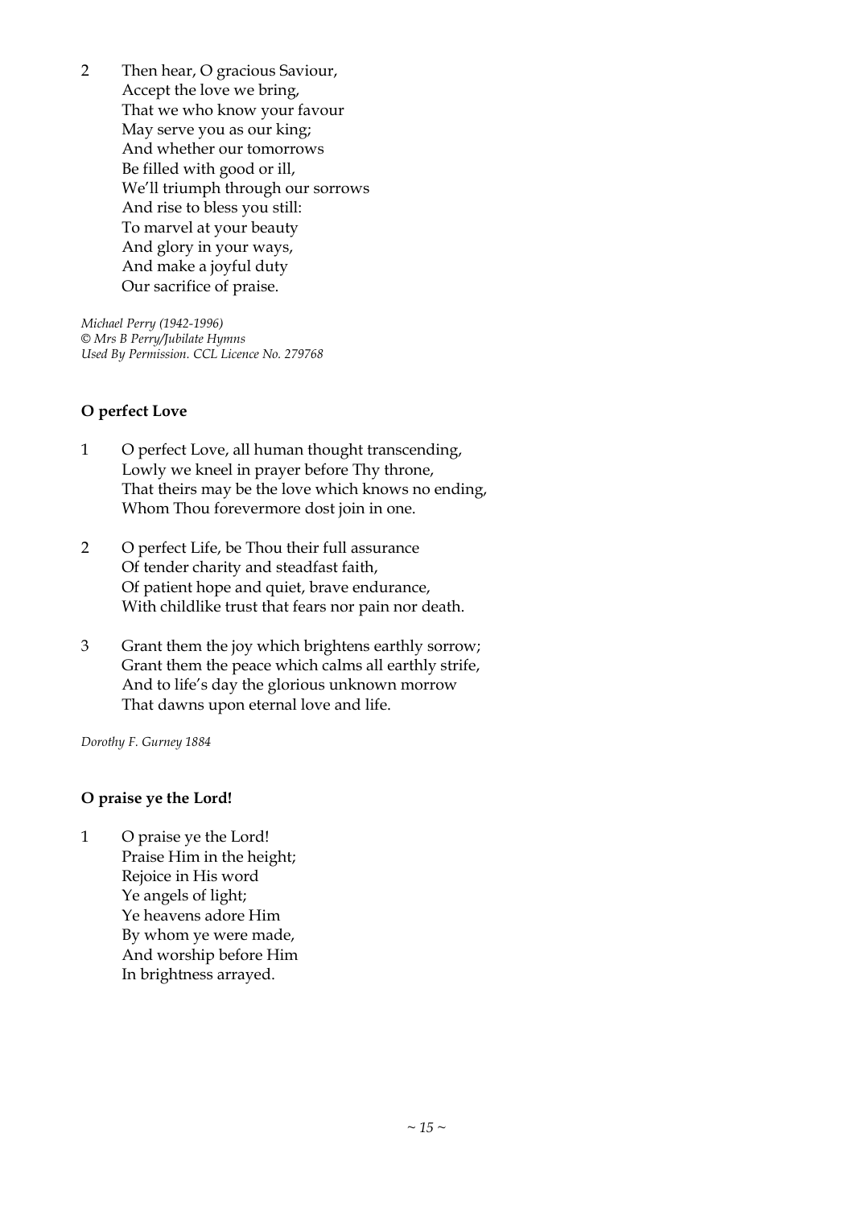2 Then hear, O gracious Saviour,
Accept the love we bring,
That we who know your favour
May serve you as our king;
And whether our tomorrows
Be filled with good or ill,
We'll triumph through our sorrows
And rise to bless you still:
To marvel at your beauty
And glory in your ways,
And make a joyful duty
Our sacrifice of praise.

*Michael Perry (1942-1996)*
*© Mrs B Perry/Jubilate Hymns*
*Used By Permission. CCL Licence No. 279768*

**O perfect Love**

1 O perfect Love, all human thought transcending,
Lowly we kneel in prayer before Thy throne,
That theirs may be the love which knows no ending,
Whom Thou forevermore dost join in one.

2 O perfect Life, be Thou their full assurance
Of tender charity and steadfast faith,
Of patient hope and quiet, brave endurance,
With childlike trust that fears nor pain nor death.

3 Grant them the joy which brightens earthly sorrow;
Grant them the peace which calms all earthly strife,
And to life's day the glorious unknown morrow
That dawns upon eternal love and life.

*Dorothy F. Gurney 1884*

**O praise ye the Lord!**

1 O praise ye the Lord!
Praise Him in the height;
Rejoice in His word
Ye angels of light;
Ye heavens adore Him
By whom ye were made,
And worship before Him
In brightness arrayed.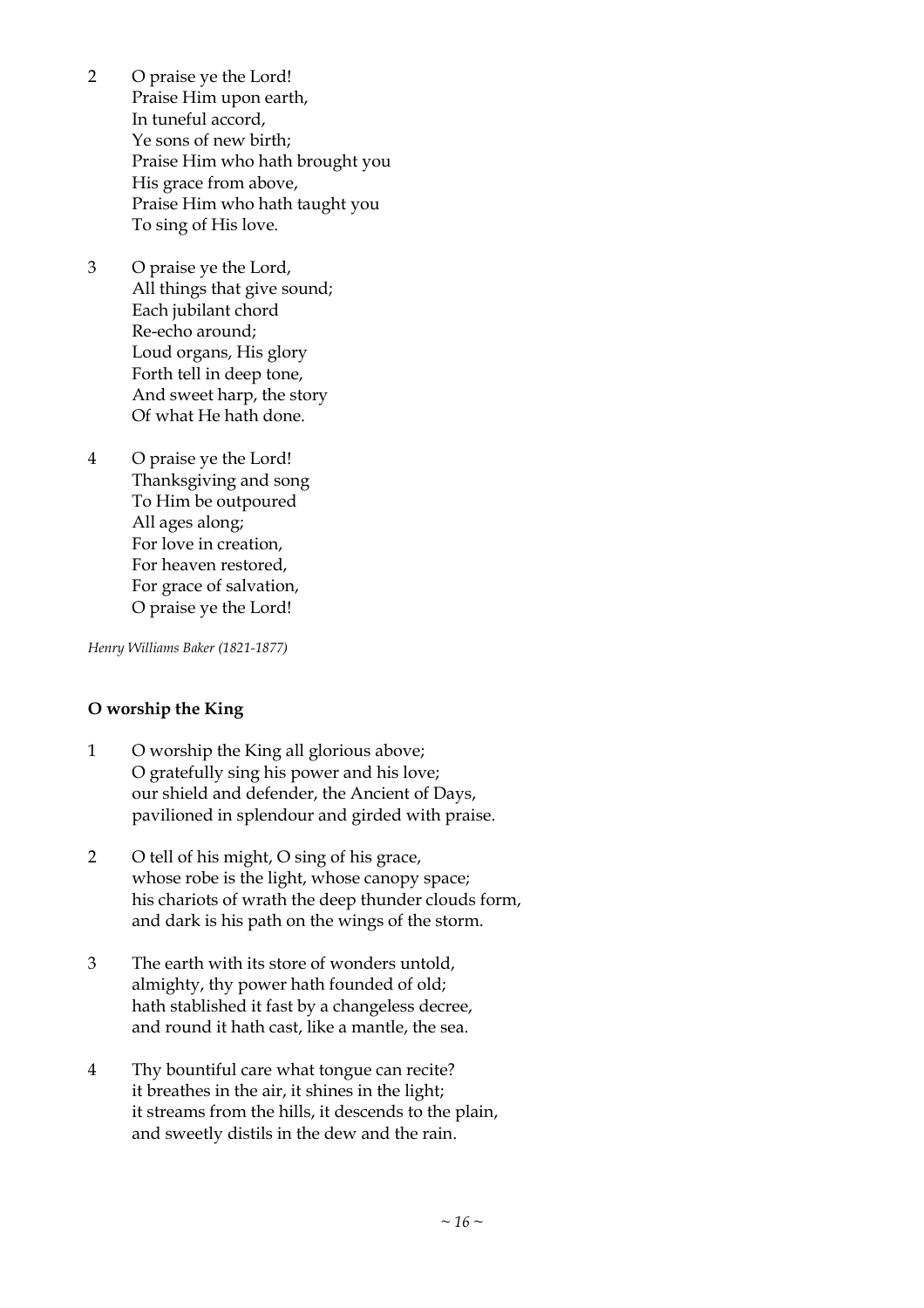2 O praise ye the Lord!
Praise Him upon earth,
In tuneful accord,
Ye sons of new birth;
Praise Him who hath brought you
His grace from above,
Praise Him who hath taught you
To sing of His love.

3 O praise ye the Lord,
All things that give sound;
Each jubilant chord
Re-echo around;
Loud organs, His glory
Forth tell in deep tone,
And sweet harp, the story
Of what He hath done.

4 O praise ye the Lord!
Thanksgiving and song
To Him be outpoured
All ages along;
For love in creation,
For heaven restored,
For grace of salvation,
O praise ye the Lord!

*Henry Williams Baker (1821-1877)*

**O worship the King**

1 O worship the King all glorious above;
O gratefully sing his power and his love;
our shield and defender, the Ancient of Days,
pavilioned in splendour and girded with praise.

2 O tell of his might, O sing of his grace,
whose robe is the light, whose canopy space;
his chariots of wrath the deep thunder clouds form,
and dark is his path on the wings of the storm.

3 The earth with its store of wonders untold,
almighty, thy power hath founded of old;
hath stablished it fast by a changeless decree,
and round it hath cast, like a mantle, the sea.

4 Thy bountiful care what tongue can recite?
it breathes in the air, it shines in the light;
it streams from the hills, it descends to the plain,
and sweetly distils in the dew and the rain.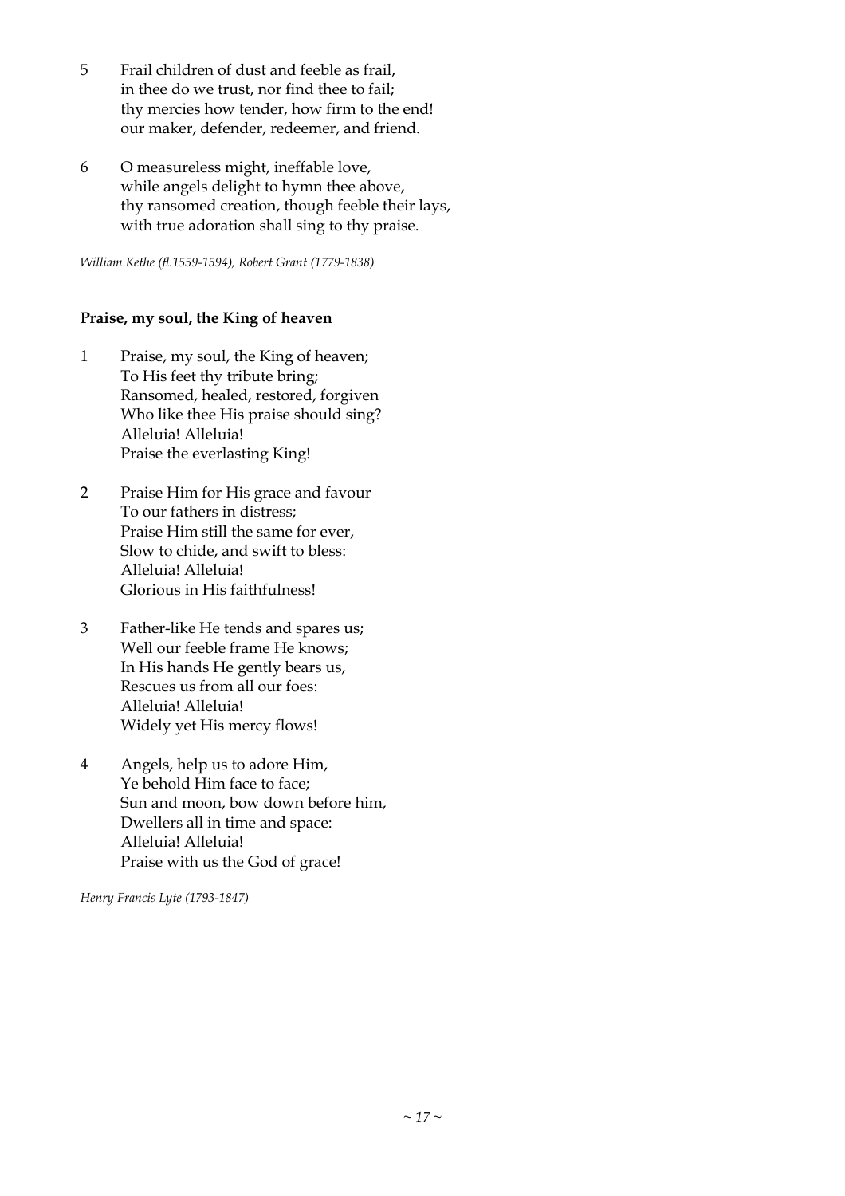5 Frail children of dust and feeble as frail,
in thee do we trust, nor find thee to fail;
thy mercies how tender, how firm to the end!
our maker, defender, redeemer, and friend.

6 O measureless might, ineffable love,
while angels delight to hymn thee above,
thy ransomed creation, though feeble their lays,
with true adoration shall sing to thy praise.

*William Kethe (fl.1559-1594), Robert Grant (1779-1838)*

**Praise, my soul, the King of heaven**

1 Praise, my soul, the King of heaven;
To His feet thy tribute bring;
Ransomed, healed, restored, forgiven
Who like thee His praise should sing?
Alleluia! Alleluia!
Praise the everlasting King!

2 Praise Him for His grace and favour
To our fathers in distress;
Praise Him still the same for ever,
Slow to chide, and swift to bless:
Alleluia! Alleluia!
Glorious in His faithfulness!

3 Father-like He tends and spares us;
Well our feeble frame He knows;
In His hands He gently bears us,
Rescues us from all our foes:
Alleluia! Alleluia!
Widely yet His mercy flows!

4 Angels, help us to adore Him,
Ye behold Him face to face;
Sun and moon, bow down before him,
Dwellers all in time and space:
Alleluia! Alleluia!
Praise with us the God of grace!

*Henry Francis Lyte (1793-1847)*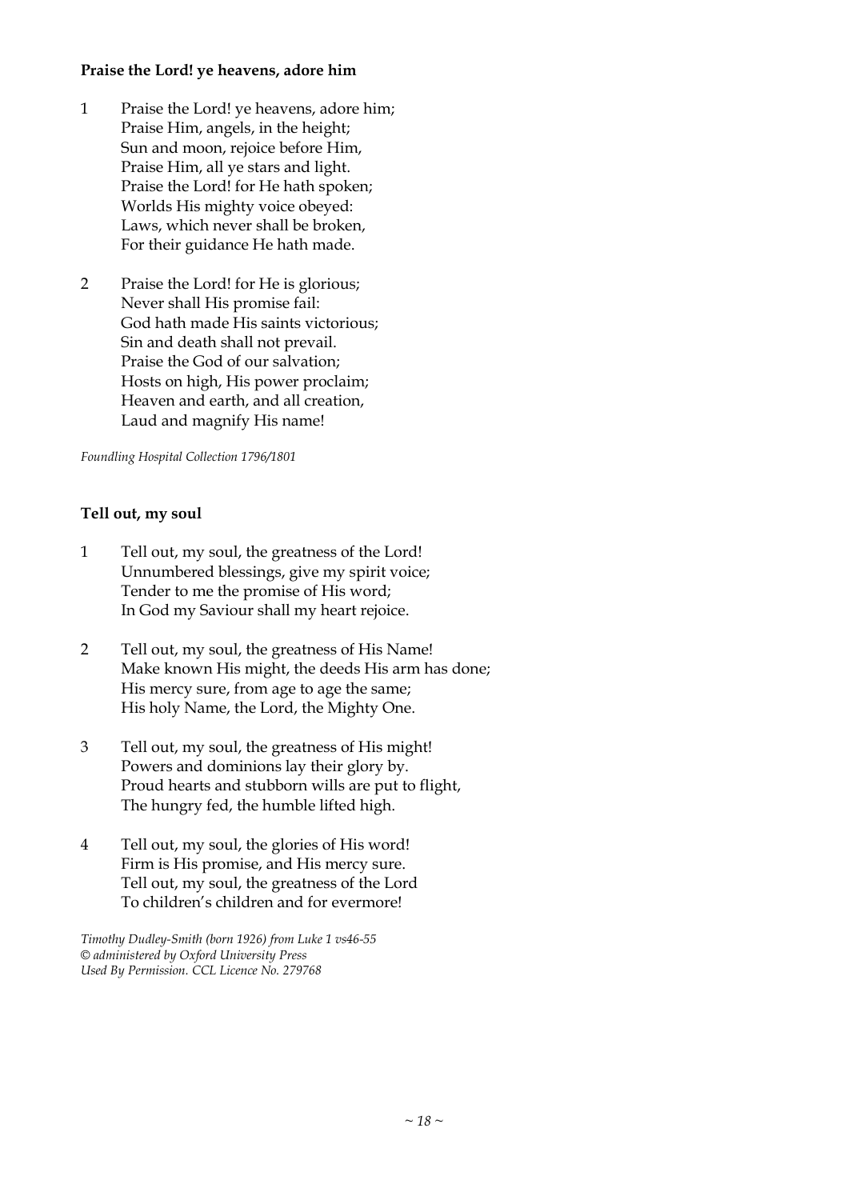**Praise the Lord! ye heavens, adore him**

1 Praise the Lord! ye heavens, adore him;
Praise Him, angels, in the height;
Sun and moon, rejoice before Him,
Praise Him, all ye stars and light.
Praise the Lord! for He hath spoken;
Worlds His mighty voice obeyed:
Laws, which never shall be broken,
For their guidance He hath made.

2 Praise the Lord! for He is glorious;
Never shall His promise fail:
God hath made His saints victorious;
Sin and death shall not prevail.
Praise the God of our salvation;
Hosts on high, His power proclaim;
Heaven and earth, and all creation,
Laud and magnify His name!

*Foundling Hospital Collection 1796/1801*

**Tell out, my soul**

1 Tell out, my soul, the greatness of the Lord!
Unnumbered blessings, give my spirit voice;
Tender to me the promise of His word;
In God my Saviour shall my heart rejoice.

2 Tell out, my soul, the greatness of His Name!
Make known His might, the deeds His arm has done;
His mercy sure, from age to age the same;
His holy Name, the Lord, the Mighty One.

3 Tell out, my soul, the greatness of His might!
Powers and dominions lay their glory by.
Proud hearts and stubborn wills are put to flight,
The hungry fed, the humble lifted high.

4 Tell out, my soul, the glories of His word!
Firm is His promise, and His mercy sure.
Tell out, my soul, the greatness of the Lord
To children's children and for evermore!

*Timothy Dudley-Smith (born 1926) from Luke 1 vs46-55*
*© administered by Oxford University Press*
*Used By Permission. CCL Licence No. 279768*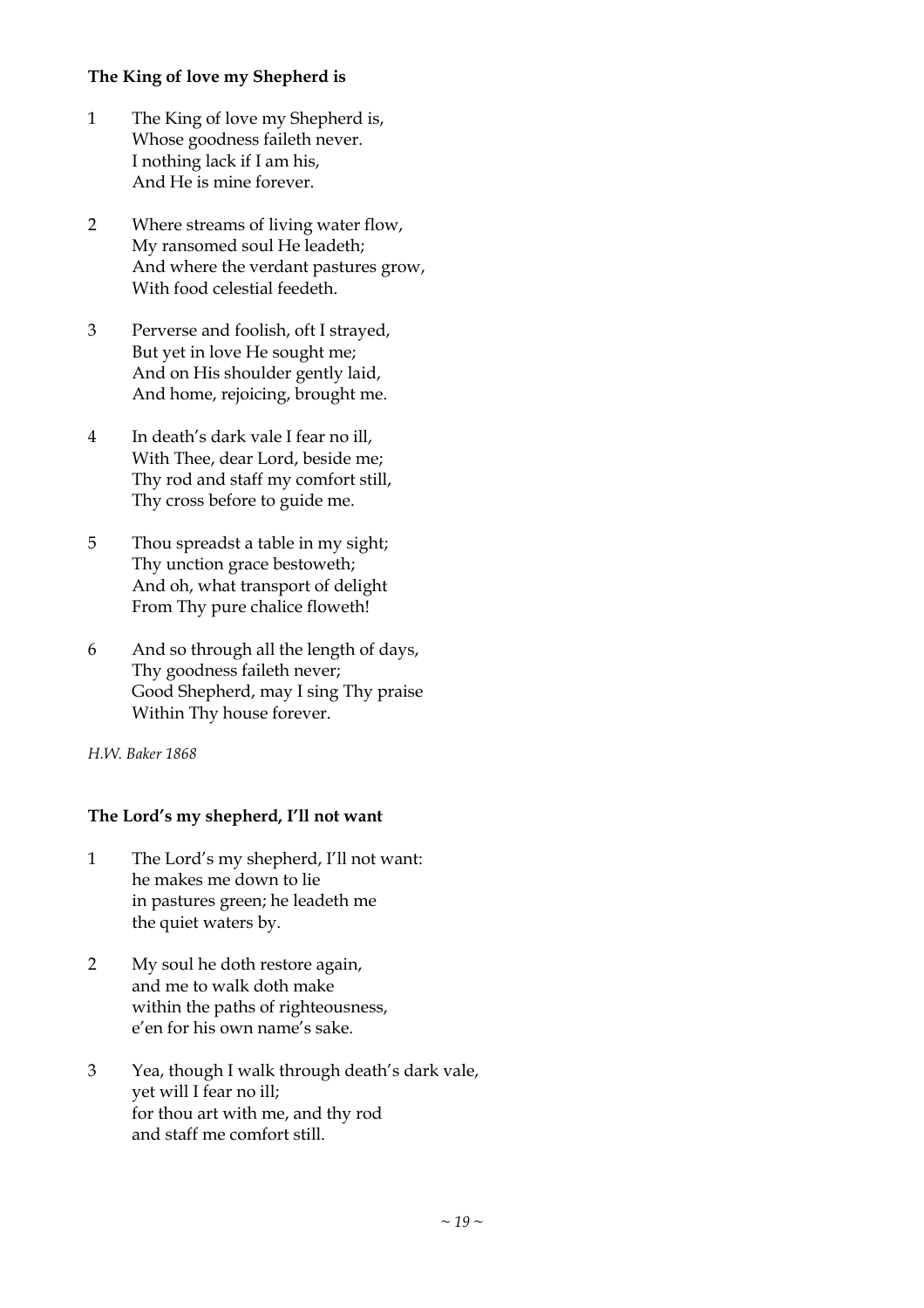**The King of love my Shepherd is**

1 The King of love my Shepherd is,
Whose goodness faileth never.
I nothing lack if I am his,
And He is mine forever.

2 Where streams of living water flow,
My ransomed soul He leadeth;
And where the verdant pastures grow,
With food celestial feedeth.

3 Perverse and foolish, oft I strayed,
But yet in love He sought me;
And on His shoulder gently laid,
And home, rejoicing, brought me.

4 In death's dark vale I fear no ill,
With Thee, dear Lord, beside me;
Thy rod and staff my comfort still,
Thy cross before to guide me.

5 Thou spreadst a table in my sight;
Thy unction grace bestoweth;
And oh, what transport of delight
From Thy pure chalice floweth!

6 And so through all the length of days,
Thy goodness faileth never;
Good Shepherd, may I sing Thy praise
Within Thy house forever.

*H.W. Baker 1868*

**The Lord's my shepherd, I'll not want**

1 The Lord's my shepherd, I'll not want:
he makes me down to lie
in pastures green; he leadeth me
the quiet waters by.

2 My soul he doth restore again,
and me to walk doth make
within the paths of righteousness,
e'en for his own name's sake.

3 Yea, though I walk through death's dark vale,
yet will I fear no ill;
for thou art with me, and thy rod
and staff me comfort still.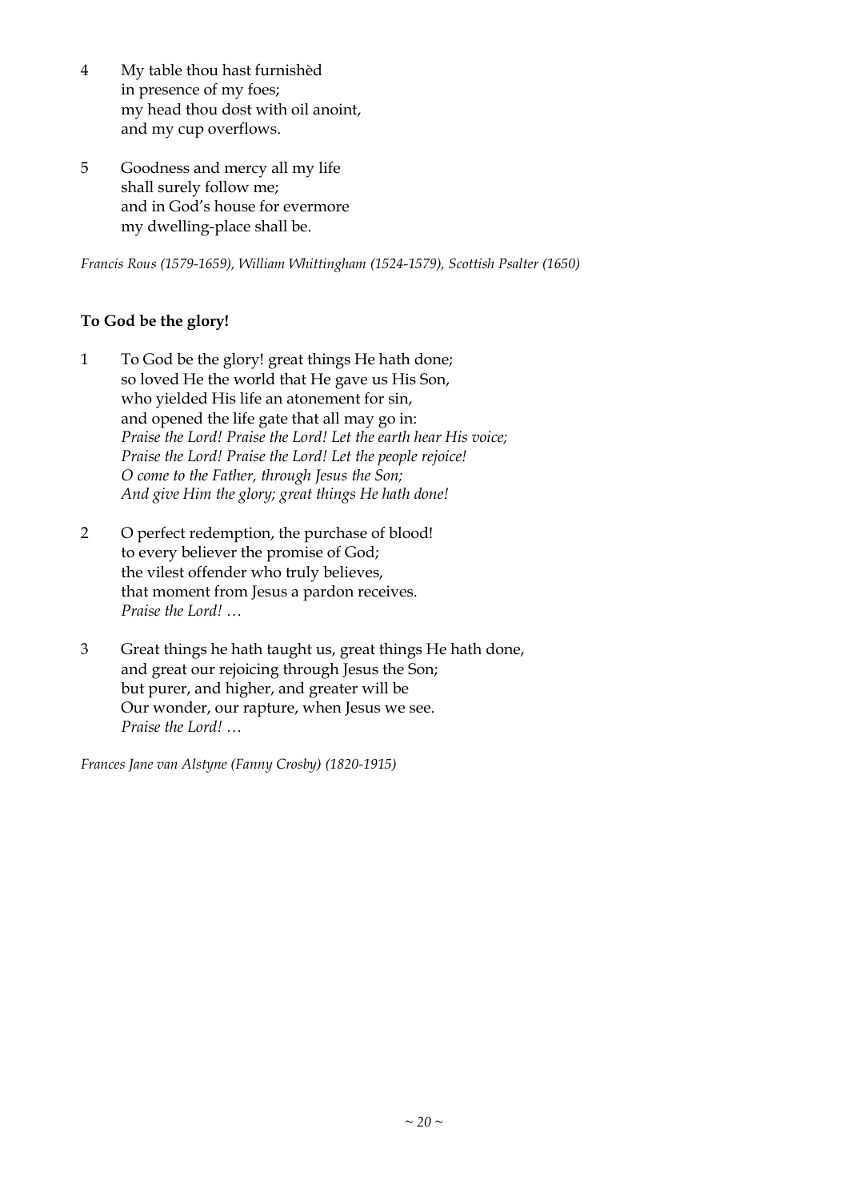4 My table thou hast furnishèd
in presence of my foes;
my head thou dost with oil anoint,
and my cup overflows.

5 Goodness and mercy all my life
shall surely follow me;
and in God's house for evermore
my dwelling-place shall be.

*Francis Rous (1579-1659), William Whittingham (1524-1579), Scottish Psalter (1650)*

**To God be the glory!**

1 To God be the glory! great things He hath done;
so loved He the world that He gave us His Son,
who yielded His life an atonement for sin,
and opened the life gate that all may go in:
*Praise the Lord! Praise the Lord! Let the earth hear His voice;*
*Praise the Lord! Praise the Lord! Let the people rejoice!*
*O come to the Father, through Jesus the Son;*
*And give Him the glory; great things He hath done!*

2 O perfect redemption, the purchase of blood!
to every believer the promise of God;
the vilest offender who truly believes,
that moment from Jesus a pardon receives.
*Praise the Lord! …*

3 Great things he hath taught us, great things He hath done,
and great our rejoicing through Jesus the Son;
but purer, and higher, and greater will be
Our wonder, our rapture, when Jesus we see.
*Praise the Lord! …*

*Frances Jane van Alstyne (Fanny Crosby) (1820-1915)*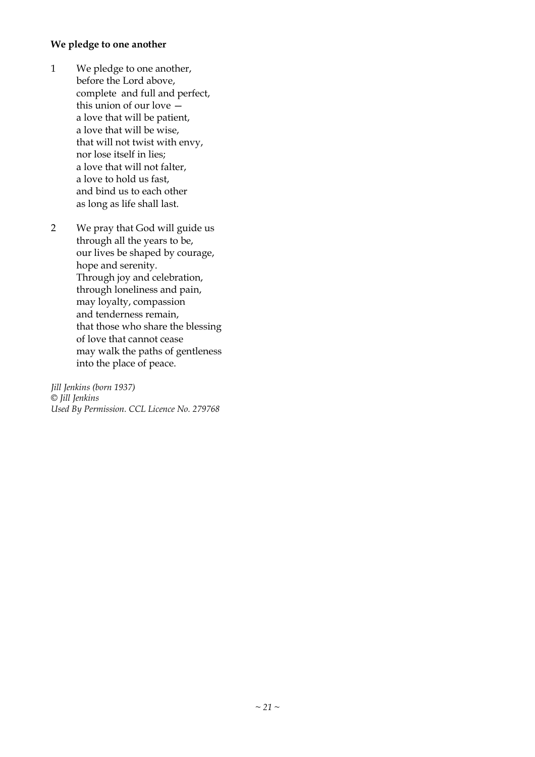**We pledge to one another**

1 We pledge to one another,
before the Lord above,
complete and full and perfect,
this union of our love —
a love that will be patient,
a love that will be wise,
that will not twist with envy,
nor lose itself in lies;
a love that will not falter,
a love to hold us fast,
and bind us to each other
as long as life shall last.

2 We pray that God will guide us
through all the years to be,
our lives be shaped by courage,
hope and serenity.
Through joy and celebration,
through loneliness and pain,
may loyalty, compassion
and tenderness remain,
that those who share the blessing
of love that cannot cease
may walk the paths of gentleness
into the place of peace.

*Jill Jenkins (born 1937)*
*© Jill Jenkins*
*Used By Permission. CCL Licence No. 279768*